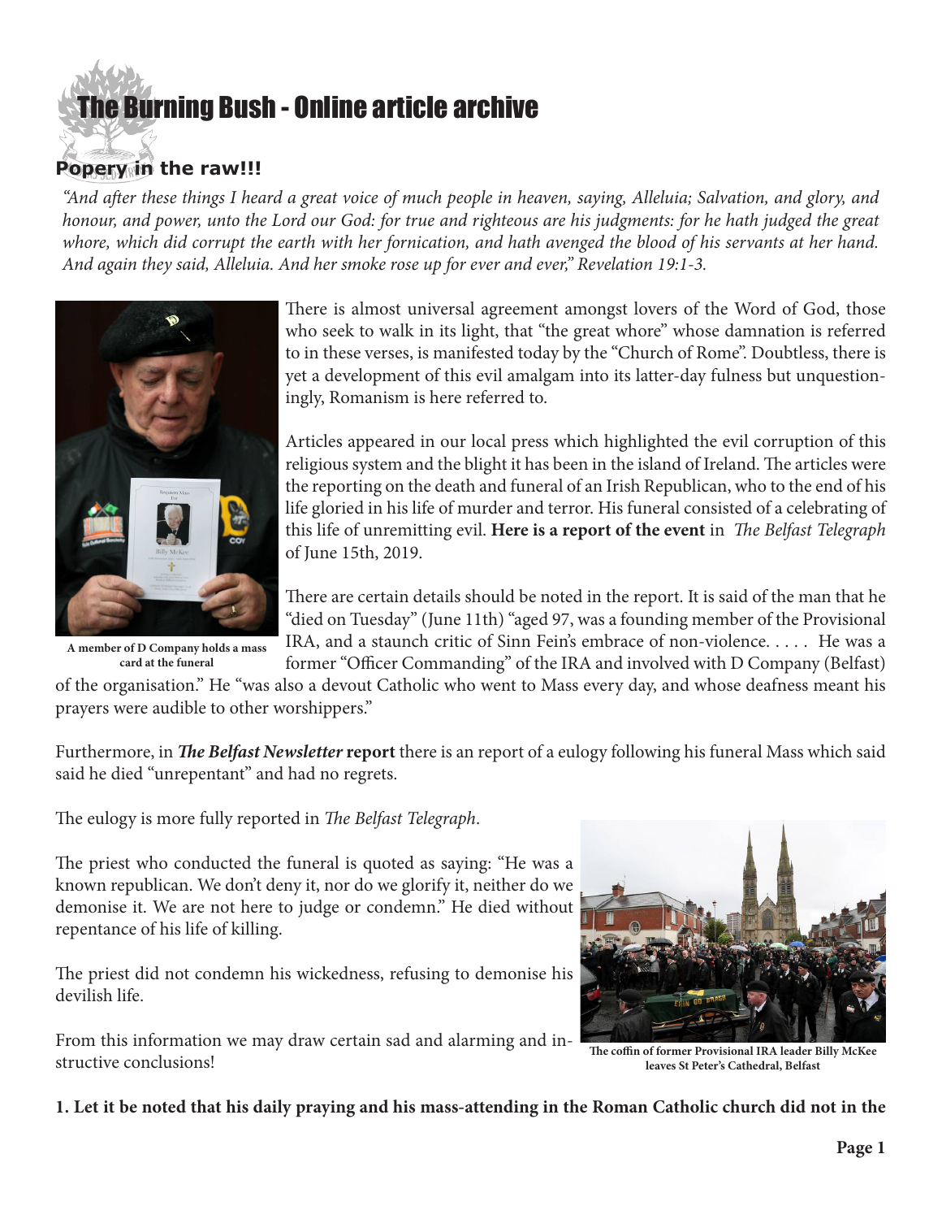# The Burning Bush - Online article archive

## Popery in the raw!!!

*"And after these things I heard a great voice of much people in heaven, saying, Alleluia; Salvation, and glory, and honour, and power, unto the Lord our God: for true and righteous are his judgments: for he hath judged the great whore, which did corrupt the earth with her fornication, and hath avenged the blood of his servants at her hand. And again they said, Alleluia. And her smoke rose up for ever and ever," Revelation 19:1-3.*

A member of D Company holds a mass card at the funeral

There is almost universal agreement amongst lovers of the Word of God, those who seek to walk in its light, that "the great whore" whose damnation is referred to in these verses, is manifested today by the "Church of Rome". Doubtless, there is yet a development of this evil amalgam into its latter-day fulness but unquestioningly, Romanism is here referred to.

Articles appeared in our local press which highlighted the evil corruption of this religious system and the blight it has been in the island of Ireland. The articles were the reporting on the death and funeral of an Irish Republican, who to the end of his life gloried in his life of murder and terror. His funeral consisted of a celebrating of this life of unremitting evil. **Here is a report of the event** in *The Belfast Telegraph* of June 15th, 2019.

There are certain details should be noted in the report. It is said of the man that he "died on Tuesday" (June 11th) "aged 97, was a founding member of the Provisional IRA, and a staunch critic of Sinn Fein's embrace of non-violence. . . . . He was a former "Officer Commanding" of the IRA and involved with D Company (Belfast) of the organisation." He "was also a devout Catholic who went to Mass every day, and whose deafness meant his prayers were audible to other worshippers."

Furthermore, in ***The Belfast Newsletter* report** there is an report of a eulogy following his funeral Mass which said said he died "unrepentant" and had no regrets.

The eulogy is more fully reported in *The Belfast Telegraph*.

The priest who conducted the funeral is quoted as saying: "He was a known republican. We don't deny it, nor do we glorify it, neither do we demonise it. We are not here to judge or condemn." He died without repentance of his life of killing.

The priest did not condemn his wickedness, refusing to demonise his devilish life.

From this information we may draw certain sad and alarming and instructive conclusions!

The coffin of former Provisional IRA leader Billy McKee leaves St Peter's Cathedral, Belfast

**1. Let it be noted that his daily praying and his mass-attending in the Roman Catholic church did not in the**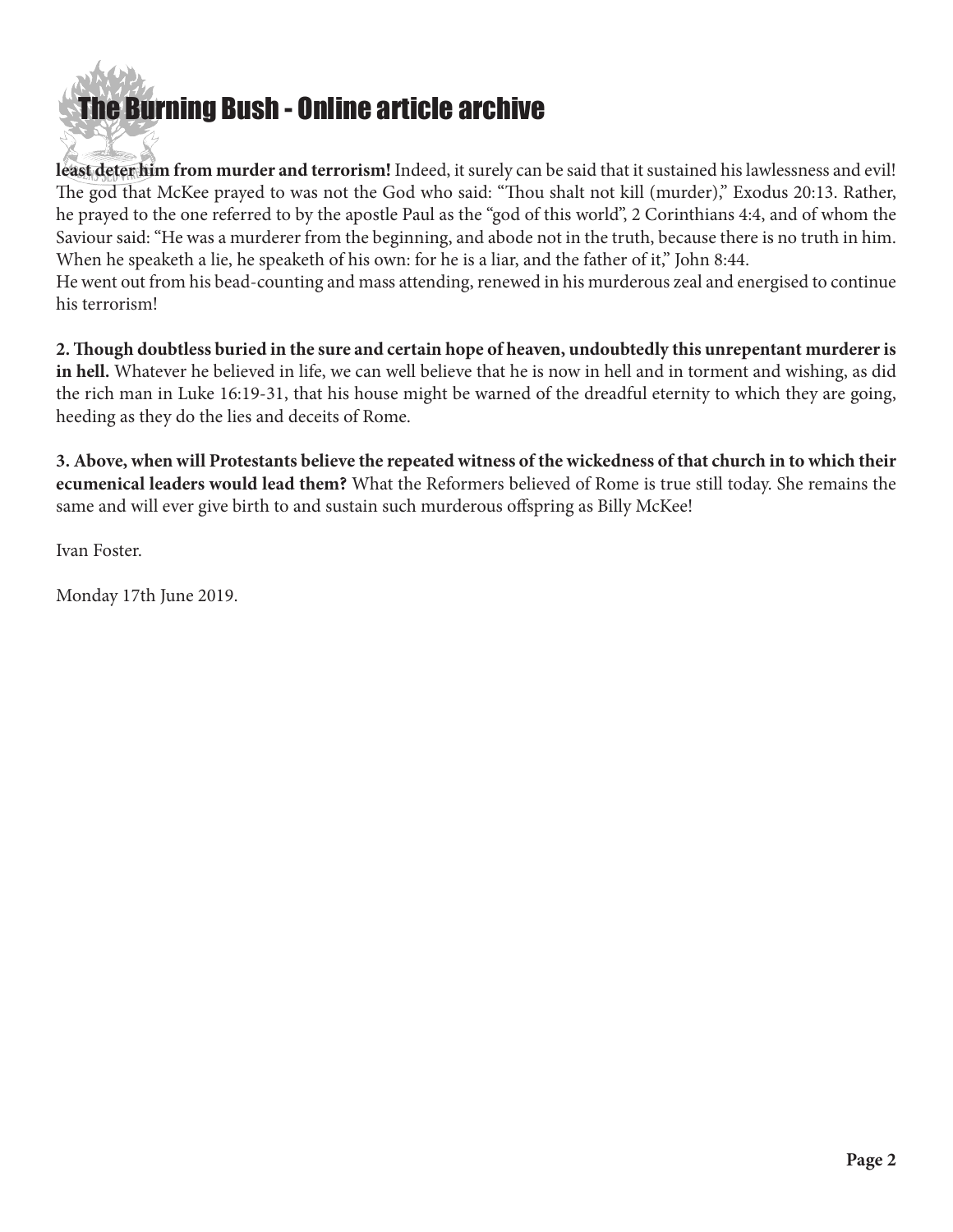**least deter him from murder and terrorism!** Indeed, it surely can be said that it sustained his lawlessness and evil! The god that McKee prayed to was not the God who said: "Thou shalt not kill (murder)," Exodus 20:13. Rather, he prayed to the one referred to by the apostle Paul as the "god of this world", 2 Corinthians 4:4, and of whom the Saviour said: "He was a murderer from the beginning, and abode not in the truth, because there is no truth in him. When he speaketh a lie, he speaketh of his own: for he is a liar, and the father of it," John 8:44.
He went out from his bead-counting and mass attending, renewed in his murderous zeal and energised to continue his terrorism!

**2. Though doubtless buried in the sure and certain hope of heaven, undoubtedly this unrepentant murderer is in hell.** Whatever he believed in life, we can well believe that he is now in hell and in torment and wishing, as did the rich man in Luke 16:19-31, that his house might be warned of the dreadful eternity to which they are going, heeding as they do the lies and deceits of Rome.

**3. Above, when will Protestants believe the repeated witness of the wickedness of that church in to which their ecumenical leaders would lead them?** What the Reformers believed of Rome is true still today. She remains the same and will ever give birth to and sustain such murderous offspring as Billy McKee!

Ivan Foster.

Monday 17th June 2019.